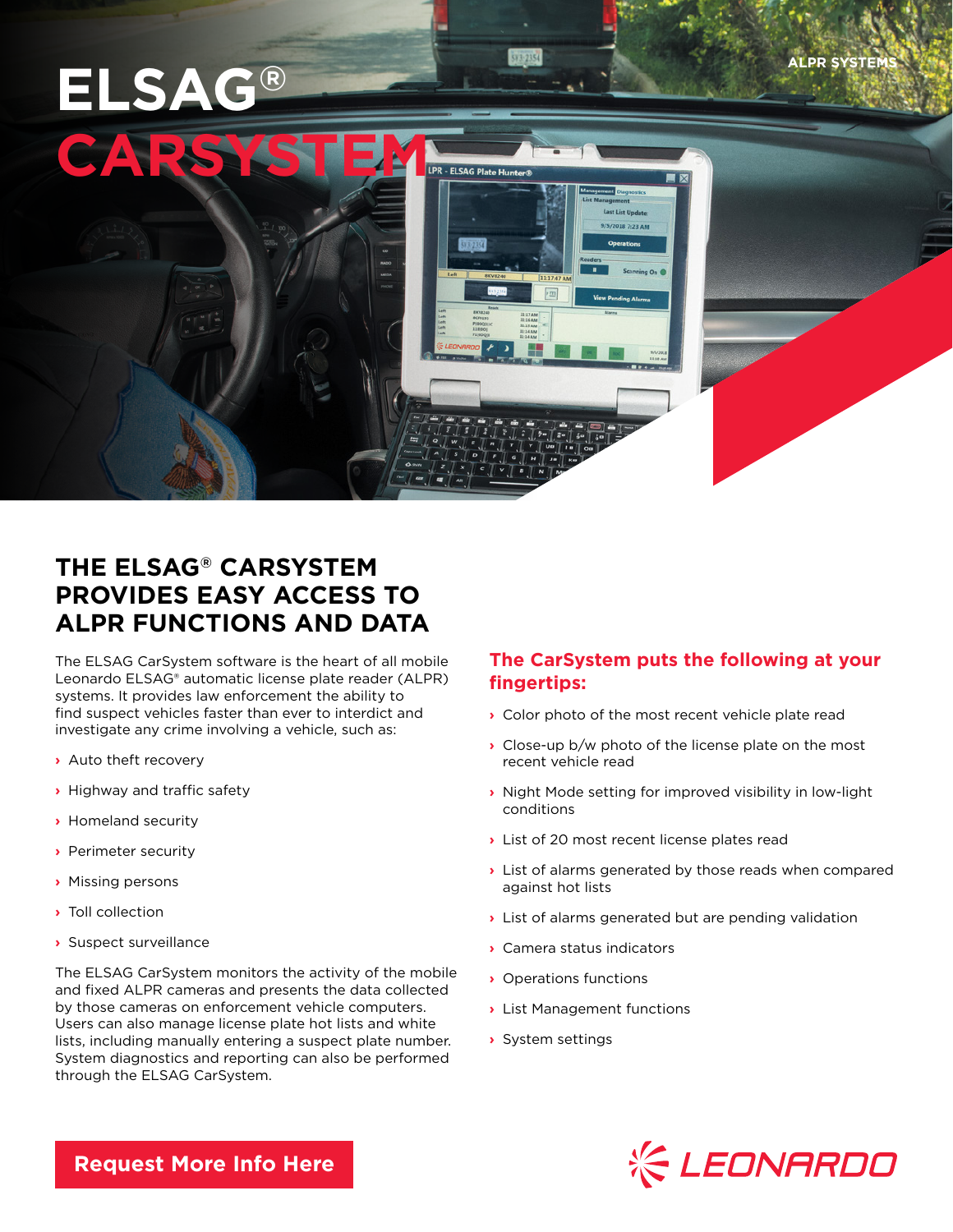ALPR SYSTEMS

# ELSAG® CARSYSTEM

## THE ELSAG® CARSYSTEM PROVIDES EASY ACCESS TO ALPR FUNCTIONS AND DATA

The ELSAG CarSystem software is the heart of all mobile Leonardo ELSAG® automatic license plate reader (ALPR) systems. It provides law enforcement the ability to find suspect vehicles faster than ever to interdict and investigate any crime involving a vehicle, such as:

- Auto theft recovery
- Highway and traffic safety
- Homeland security
- Perimeter security
- Missing persons
- Toll collection
- Suspect surveillance

The ELSAG CarSystem monitors the activity of the mobile and fixed ALPR cameras and presents the data collected by those cameras on enforcement vehicle computers. Users can also manage license plate hot lists and white lists, including manually entering a suspect plate number. System diagnostics and reporting can also be performed through the ELSAG CarSystem.

### The CarSystem puts the following at your fingertips:

- Color photo of the most recent vehicle plate read
- Close-up b/w photo of the license plate on the most recent vehicle read
- Night Mode setting for improved visibility in low-light conditions
- List of 20 most recent license plates read
- List of alarms generated by those reads when compared against hot lists
- List of alarms generated but are pending validation
- Camera status indicators
- Operations functions
- List Management functions
- System settings

**Request More Info Here**

LEONARDO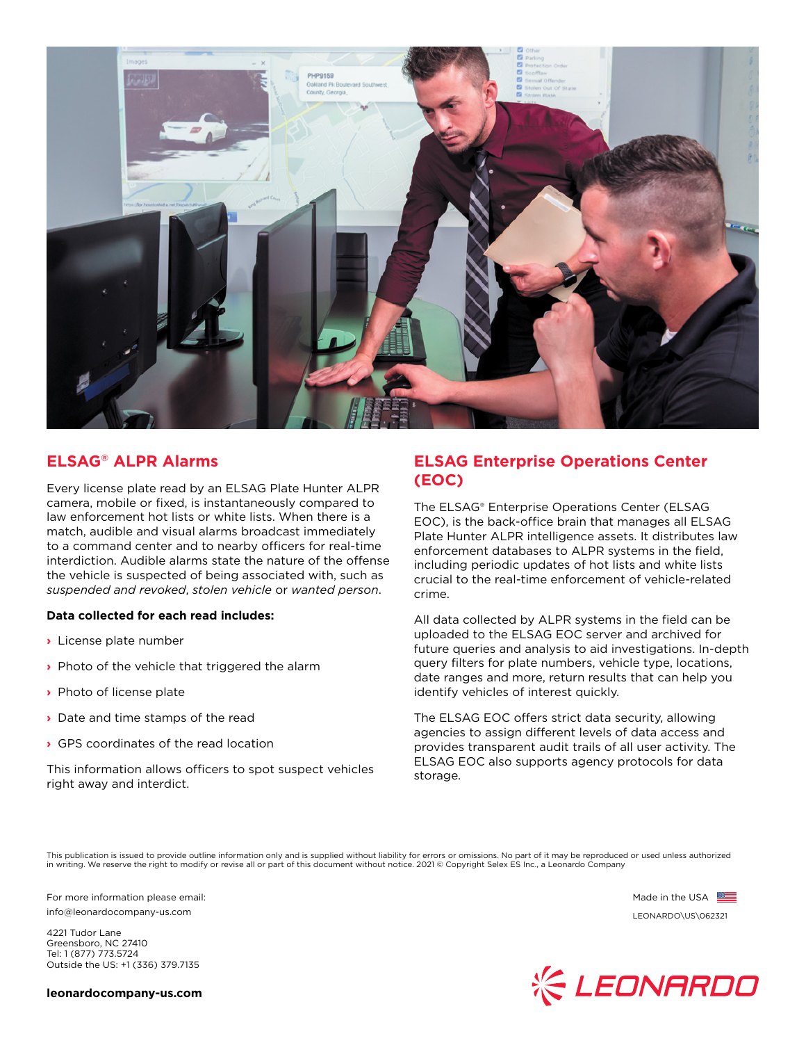## ELSAG® ALPR Alarms

Every license plate read by an ELSAG Plate Hunter ALPR camera, mobile or fixed, is instantaneously compared to law enforcement hot lists or white lists. When there is a match, audible and visual alarms broadcast immediately to a command center and to nearby officers for real-time interdiction. Audible alarms state the nature of the offense the vehicle is suspected of being associated with, such as *suspended and revoked*, *stolen vehicle* or *wanted person*.

**Data collected for each read includes:**

- License plate number
- Photo of the vehicle that triggered the alarm
- Photo of license plate
- Date and time stamps of the read
- GPS coordinates of the read location

This information allows officers to spot suspect vehicles right away and interdict.

## ELSAG Enterprise Operations Center (EOC)

The ELSAG® Enterprise Operations Center (ELSAG EOC), is the back-office brain that manages all ELSAG Plate Hunter ALPR intelligence assets. It distributes law enforcement databases to ALPR systems in the field, including periodic updates of hot lists and white lists crucial to the real-time enforcement of vehicle-related crime.

All data collected by ALPR systems in the field can be uploaded to the ELSAG EOC server and archived for future queries and analysis to aid investigations. In-depth query filters for plate numbers, vehicle type, locations, date ranges and more, return results that can help you identify vehicles of interest quickly.

The ELSAG EOC offers strict data security, allowing agencies to assign different levels of data access and provides transparent audit trails of all user activity. The ELSAG EOC also supports agency protocols for data storage.

This publication is issued to provide outline information only and is supplied without liability for errors or omissions. No part of it may be reproduced or used unless authorized in writing. We reserve the right to modify or revise all or part of this document without notice. 2021 © Copyright Selex ES Inc., a Leonardo Company

For more information please email:
info@leonardocompany-us.com

4221 Tudor Lane
Greensboro, NC 27410
Tel: 1 (877) 773.5724
Outside the US: +1 (336) 379.7135

**leonardocompany-us.com**

Made in the USA

LEONARDO\US\062321

LEONARDO